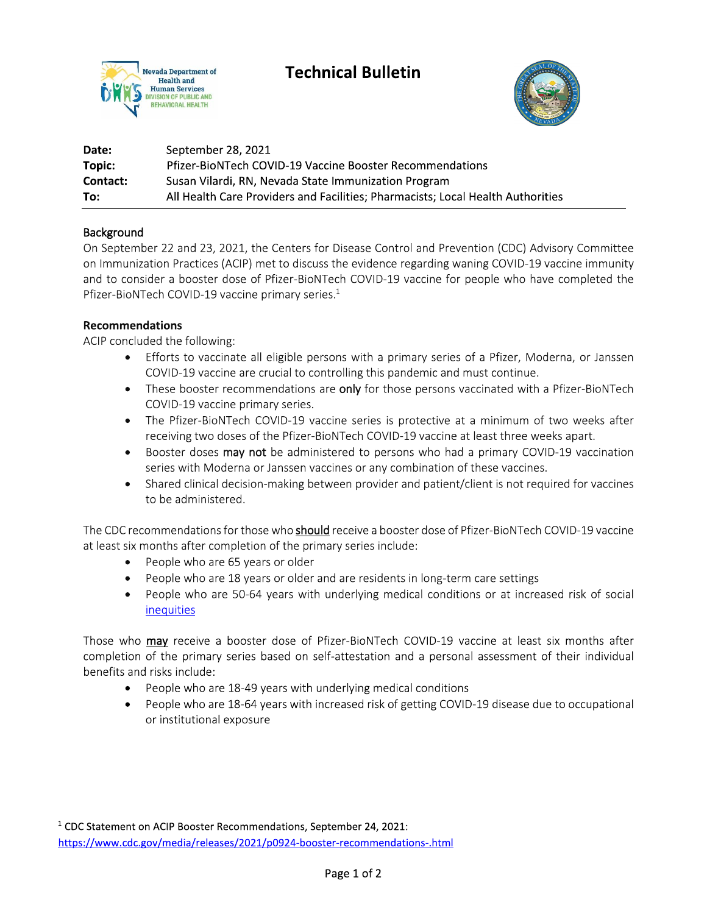# Technical Bulletin

Nevada Department of Health and Human Services
Division of Public and Behavioral Health

| | |
|---|---|
| **Date:** | September 28, 2021 |
| **Topic:** | Pfizer-BioNTech COVID-19 Vaccine Booster Recommendations |
| **Contact:** | Susan Vilardi, RN, Nevada State Immunization Program |
| **To:** | All Health Care Providers and Facilities; Pharmacists; Local Health Authorities |

## Background

On September 22 and 23, 2021, the Centers for Disease Control and Prevention (CDC) Advisory Committee on Immunization Practices (ACIP) met to discuss the evidence regarding waning COVID-19 vaccine immunity and to consider a booster dose of Pfizer-BioNTech COVID-19 vaccine for people who have completed the Pfizer-BioNTech COVID-19 vaccine primary series.[1]

## Recommendations

ACIP concluded the following:

- Efforts to vaccinate all eligible persons with a primary series of a Pfizer, Moderna, or Janssen COVID-19 vaccine are crucial to controlling this pandemic and must continue.
- These booster recommendations are **only** for those persons vaccinated with a Pfizer-BioNTech COVID-19 vaccine primary series.
- The Pfizer-BioNTech COVID-19 vaccine series is protective at a minimum of two weeks after receiving two doses of the Pfizer-BioNTech COVID-19 vaccine at least three weeks apart.
- Booster doses **may not** be administered to persons who had a primary COVID-19 vaccination series with Moderna or Janssen vaccines or any combination of these vaccines.
- Shared clinical decision-making between provider and patient/client is not required for vaccines to be administered.

The CDC recommendations for those who **should** receive a booster dose of Pfizer-BioNTech COVID-19 vaccine at least six months after completion of the primary series include:

- People who are 65 years or older
- People who are 18 years or older and are residents in long-term care settings
- People who are 50-64 years with underlying medical conditions or at increased risk of social inequities

Those who **may** receive a booster dose of Pfizer-BioNTech COVID-19 vaccine at least six months after completion of the primary series based on self-attestation and a personal assessment of their individual benefits and risks include:

- People who are 18-49 years with underlying medical conditions
- People who are 18-64 years with increased risk of getting COVID-19 disease due to occupational or institutional exposure

[1] CDC Statement on ACIP Booster Recommendations, September 24, 2021: https://www.cdc.gov/media/releases/2021/p0924-booster-recommendations-.html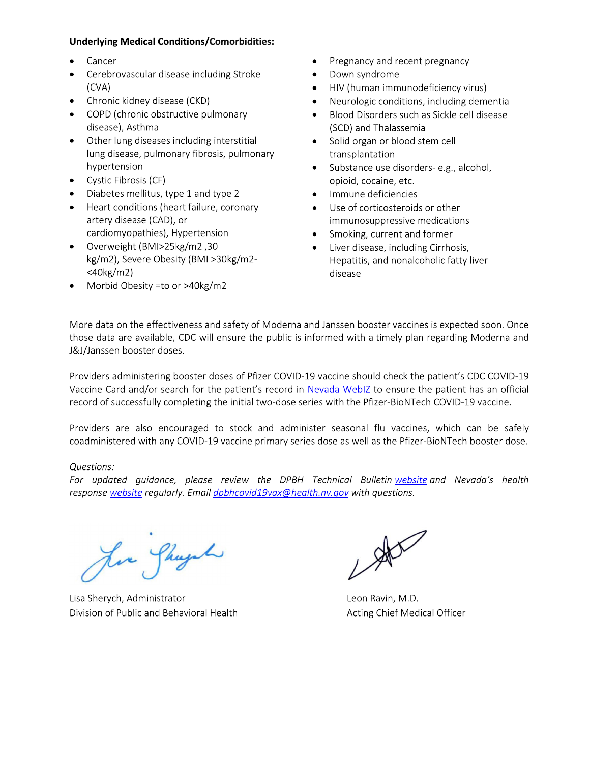**Underlying Medical Conditions/Comorbidities:**

- Cancer
- Cerebrovascular disease including Stroke (CVA)
- Chronic kidney disease (CKD)
- COPD (chronic obstructive pulmonary disease), Asthma
- Other lung diseases including interstitial lung disease, pulmonary fibrosis, pulmonary hypertension
- Cystic Fibrosis (CF)
- Diabetes mellitus, type 1 and type 2
- Heart conditions (heart failure, coronary artery disease (CAD), or cardiomyopathies), Hypertension
- Overweight (BMI>25kg/m2 ,30 kg/m2), Severe Obesity (BMI >30kg/m2- <40kg/m2)
- Morbid Obesity =to or >40kg/m2
- Pregnancy and recent pregnancy
- Down syndrome
- HIV (human immunodeficiency virus)
- Neurologic conditions, including dementia
- Blood Disorders such as Sickle cell disease (SCD) and Thalassemia
- Solid organ or blood stem cell transplantation
- Substance use disorders- e.g., alcohol, opioid, cocaine, etc.
- Immune deficiencies
- Use of corticosteroids or other immunosuppressive medications
- Smoking, current and former
- Liver disease, including Cirrhosis, Hepatitis, and nonalcoholic fatty liver disease

More data on the effectiveness and safety of Moderna and Janssen booster vaccines is expected soon. Once those data are available, CDC will ensure the public is informed with a timely plan regarding Moderna and J&J/Janssen booster doses.

Providers administering booster doses of Pfizer COVID-19 vaccine should check the patient's CDC COVID-19 Vaccine Card and/or search for the patient's record in Nevada WebIZ to ensure the patient has an official record of successfully completing the initial two-dose series with the Pfizer-BioNTech COVID-19 vaccine.

Providers are also encouraged to stock and administer seasonal flu vaccines, which can be safely coadministered with any COVID-19 vaccine primary series dose as well as the Pfizer-BioNTech booster dose.

*Questions:*
*For updated guidance, please review the DPBH Technical Bulletin website and Nevada's health response website regularly. Email dpbhcovid19vax@health.nv.gov with questions.*

Lisa Sherych, Administrator
Division of Public and Behavioral Health

Leon Ravin, M.D.
Acting Chief Medical Officer